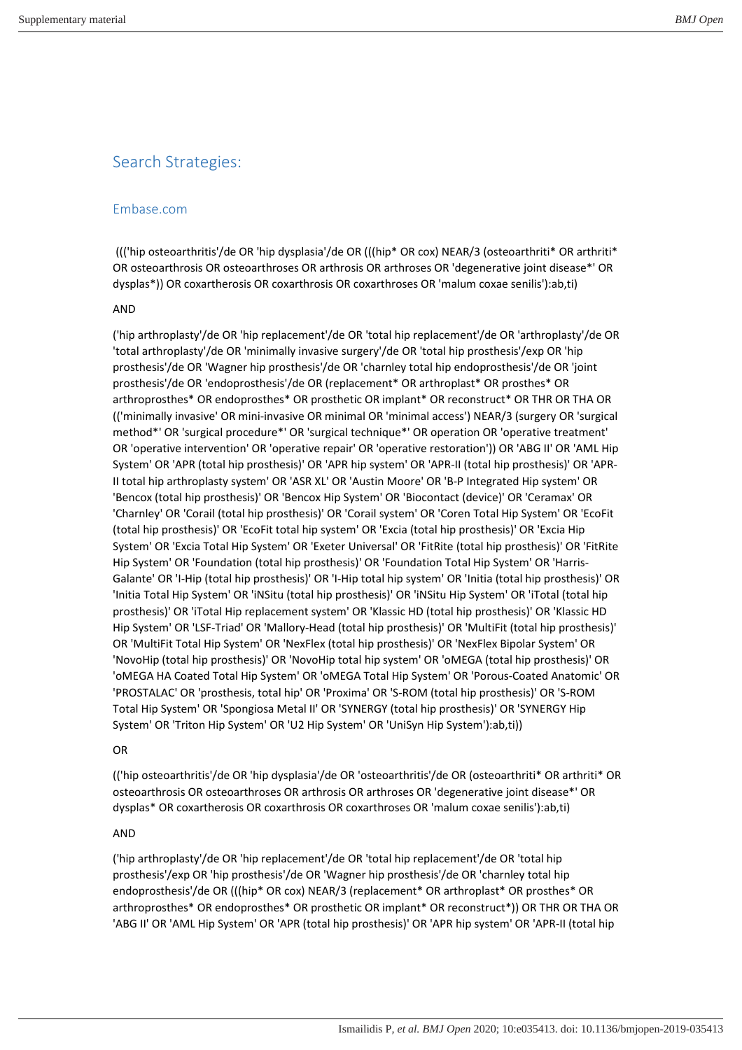## Search Strategies:

### Embase.com

(((‘hip osteoarthritis'/de OR 'hip dysplasia'/de OR (((hip* OR cox) NEAR/3 (osteoarthriti* OR arthriti* OR osteoarthrosis OR osteoarthroses OR arthrosis OR arthroses OR 'degenerative joint disease*' OR dysplas*)) OR coxartherosis OR coxarthrosis OR coxarthroses OR 'malum coxae senilis'):ab,ti)

AND

('hip arthroplasty'/de OR 'hip replacement'/de OR 'total hip replacement'/de OR 'arthroplasty'/de OR 'total arthroplasty'/de OR 'minimally invasive surgery'/de OR 'total hip prosthesis'/exp OR 'hip prosthesis'/de OR 'Wagner hip prosthesis'/de OR 'charnley total hip endoprosthesis'/de OR 'joint prosthesis'/de OR 'endoprosthesis'/de OR (replacement* OR arthroplast* OR prosthes* OR arthroprosthes* OR endoprosthes* OR prosthetic OR implant* OR reconstruct* OR THR OR THA OR (('minimally invasive' OR mini-invasive OR minimal OR 'minimal access') NEAR/3 (surgery OR 'surgical method*' OR 'surgical procedure*' OR 'surgical technique*' OR operation OR 'operative treatment' OR 'operative intervention' OR 'operative repair' OR 'operative restoration')) OR 'ABG II' OR 'AML Hip System' OR 'APR (total hip prosthesis)' OR 'APR hip system' OR 'APR-II (total hip prosthesis)' OR 'APR-II total hip arthroplasty system' OR 'ASR XL' OR 'Austin Moore' OR 'B-P Integrated Hip system' OR 'Bencox (total hip prosthesis)' OR 'Bencox Hip System' OR 'Biocontact (device)' OR 'Ceramax' OR 'Charnley' OR 'Corail (total hip prosthesis)' OR 'Corail system' OR 'Coren Total Hip System' OR 'EcoFit (total hip prosthesis)' OR 'EcoFit total hip system' OR 'Excia (total hip prosthesis)' OR 'Excia Hip System' OR 'Excia Total Hip System' OR 'Exeter Universal' OR 'FitRite (total hip prosthesis)' OR 'FitRite Hip System' OR 'Foundation (total hip prosthesis)' OR 'Foundation Total Hip System' OR 'Harris-Galante' OR 'I-Hip (total hip prosthesis)' OR 'I-Hip total hip system' OR 'Initia (total hip prosthesis)' OR 'Initia Total Hip System' OR 'iNSitu (total hip prosthesis)' OR 'iNSitu Hip System' OR 'iTotal (total hip prosthesis)' OR 'iTotal Hip replacement system' OR 'Klassic HD (total hip prosthesis)' OR 'Klassic HD Hip System' OR 'LSF-Triad' OR 'Mallory-Head (total hip prosthesis)' OR 'MultiFit (total hip prosthesis)' OR 'MultiFit Total Hip System' OR 'NexFlex (total hip prosthesis)' OR 'NexFlex Bipolar System' OR 'NovoHip (total hip prosthesis)' OR 'NovoHip total hip system' OR 'oMEGA (total hip prosthesis)' OR 'oMEGA HA Coated Total Hip System' OR 'oMEGA Total Hip System' OR 'Porous-Coated Anatomic' OR 'PROSTALAC' OR 'prosthesis, total hip' OR 'Proxima' OR 'S-ROM (total hip prosthesis)' OR 'S-ROM Total Hip System' OR 'Spongiosa Metal II' OR 'SYNERGY (total hip prosthesis)' OR 'SYNERGY Hip System' OR 'Triton Hip System' OR 'U2 Hip System' OR 'UniSyn Hip System'):ab,ti))

OR

(('hip osteoarthritis'/de OR 'hip dysplasia'/de OR 'osteoarthritis'/de OR (osteoarthriti* OR arthriti* OR osteoarthrosis OR osteoarthroses OR arthrosis OR arthroses OR 'degenerative joint disease*' OR dysplas* OR coxartherosis OR coxarthrosis OR coxarthroses OR 'malum coxae senilis'):ab,ti)

AND

('hip arthroplasty'/de OR 'hip replacement'/de OR 'total hip replacement'/de OR 'total hip prosthesis'/exp OR 'hip prosthesis'/de OR 'Wagner hip prosthesis'/de OR 'charnley total hip endoprosthesis'/de OR (((hip* OR cox) NEAR/3 (replacement* OR arthroplast* OR prosthes* OR arthroprosthes* OR endoprosthes* OR prosthetic OR implant* OR reconstruct*)) OR THR OR THA OR 'ABG II' OR 'AML Hip System' OR 'APR (total hip prosthesis)' OR 'APR hip system' OR 'APR-II (total hip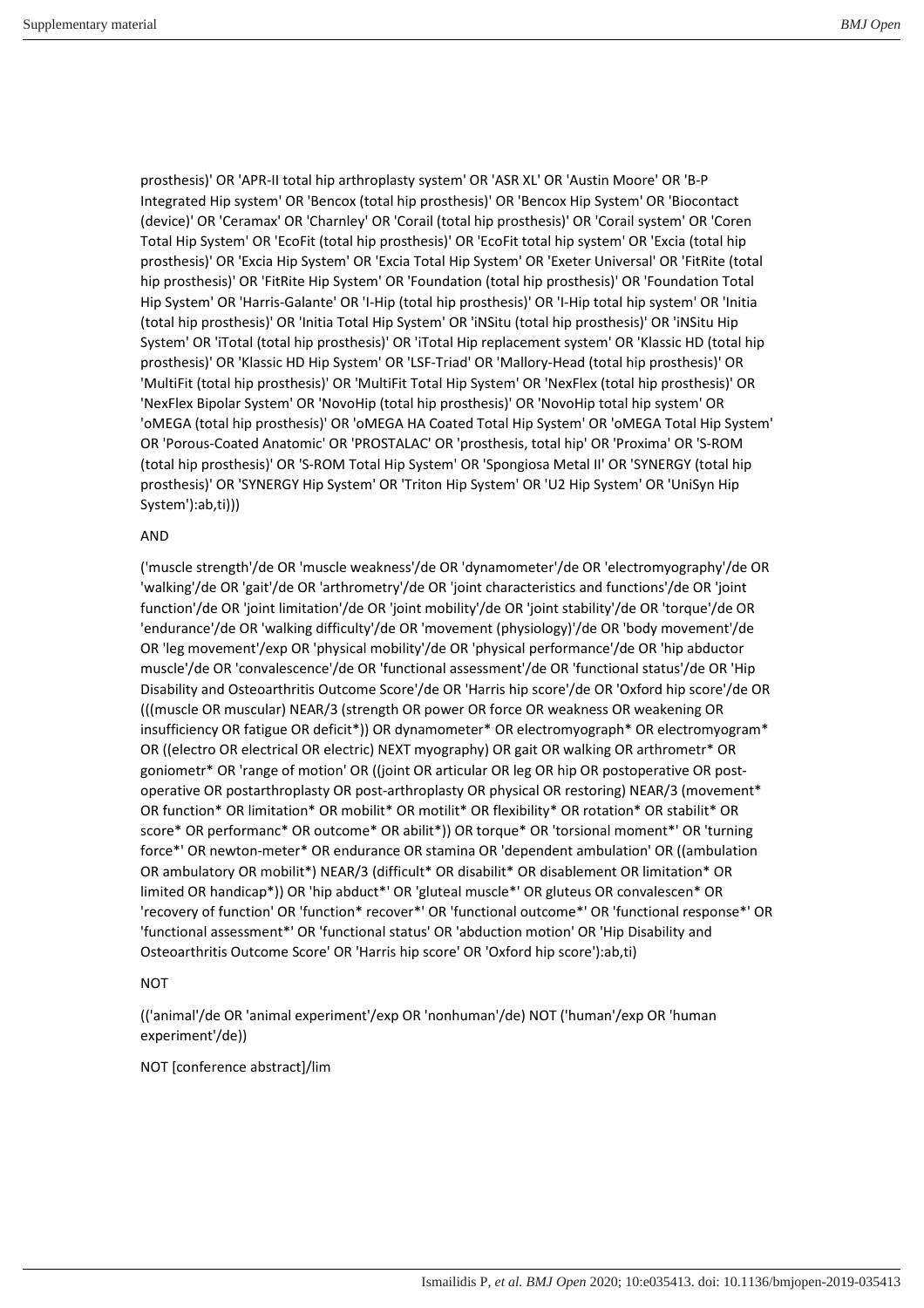prosthesis)' OR 'APR-II total hip arthroplasty system' OR 'ASR XL' OR 'Austin Moore' OR 'B-P Integrated Hip system' OR 'Bencox (total hip prosthesis)' OR 'Bencox Hip System' OR 'Biocontact (device)' OR 'Ceramax' OR 'Charnley' OR 'Corail (total hip prosthesis)' OR 'Corail system' OR 'Coren Total Hip System' OR 'EcoFit (total hip prosthesis)' OR 'EcoFit total hip system' OR 'Excia (total hip prosthesis)' OR 'Excia Hip System' OR 'Excia Total Hip System' OR 'Exeter Universal' OR 'FitRite (total hip prosthesis)' OR 'FitRite Hip System' OR 'Foundation (total hip prosthesis)' OR 'Foundation Total Hip System' OR 'Harris-Galante' OR 'I-Hip (total hip prosthesis)' OR 'I-Hip total hip system' OR 'Initia (total hip prosthesis)' OR 'Initia Total Hip System' OR 'iNSitu (total hip prosthesis)' OR 'iNSitu Hip System' OR 'iTotal (total hip prosthesis)' OR 'iTotal Hip replacement system' OR 'Klassic HD (total hip prosthesis)' OR 'Klassic HD Hip System' OR 'LSF-Triad' OR 'Mallory-Head (total hip prosthesis)' OR 'MultiFit (total hip prosthesis)' OR 'MultiFit Total Hip System' OR 'NexFlex (total hip prosthesis)' OR 'NexFlex Bipolar System' OR 'NovoHip (total hip prosthesis)' OR 'NovoHip total hip system' OR 'oMEGA (total hip prosthesis)' OR 'oMEGA HA Coated Total Hip System' OR 'oMEGA Total Hip System' OR 'Porous-Coated Anatomic' OR 'PROSTALAC' OR 'prosthesis, total hip' OR 'Proxima' OR 'S-ROM (total hip prosthesis)' OR 'S-ROM Total Hip System' OR 'Spongiosa Metal II' OR 'SYNERGY (total hip prosthesis)' OR 'SYNERGY Hip System' OR 'Triton Hip System' OR 'U2 Hip System' OR 'UniSyn Hip System'):ab,ti)))

AND

('muscle strength'/de OR 'muscle weakness'/de OR 'dynamometer'/de OR 'electromyography'/de OR 'walking'/de OR 'gait'/de OR 'arthrometry'/de OR 'joint characteristics and functions'/de OR 'joint function'/de OR 'joint limitation'/de OR 'joint mobility'/de OR 'joint stability'/de OR 'torque'/de OR 'endurance'/de OR 'walking difficulty'/de OR 'movement (physiology)'/de OR 'body movement'/de OR 'leg movement'/exp OR 'physical mobility'/de OR 'physical performance'/de OR 'hip abductor muscle'/de OR 'convalescence'/de OR 'functional assessment'/de OR 'functional status'/de OR 'Hip Disability and Osteoarthritis Outcome Score'/de OR 'Harris hip score'/de OR 'Oxford hip score'/de OR (((muscle OR muscular) NEAR/3 (strength OR power OR force OR weakness OR weakening OR insufficiency OR fatigue OR deficit*)) OR dynamometer* OR electromyograph* OR electromyogram* OR ((electro OR electrical OR electric) NEXT myography) OR gait OR walking OR arthrometr* OR goniometr* OR 'range of motion' OR ((joint OR articular OR leg OR hip OR postoperative OR post-operative OR postarthroplasty OR post-arthroplasty OR physical OR restoring) NEAR/3 (movement* OR function* OR limitation* OR mobilit* OR motilit* OR flexibility* OR rotation* OR stabilit* OR score* OR performanc* OR outcome* OR abilit*)) OR torque* OR 'torsional moment*' OR 'turning force*' OR newton-meter* OR endurance OR stamina OR 'dependent ambulation' OR ((ambulation OR ambulatory OR mobilit*) NEAR/3 (difficult* OR disabilit* OR disablement OR limitation* OR limited OR handicap*)) OR 'hip abduct*' OR 'gluteal muscle*' OR gluteus OR convalescen* OR 'recovery of function' OR 'function* recover*' OR 'functional outcome*' OR 'functional response*' OR 'functional assessment*' OR 'functional status' OR 'abduction motion' OR 'Hip Disability and Osteoarthritis Outcome Score' OR 'Harris hip score' OR 'Oxford hip score'):ab,ti)

NOT

(('animal'/de OR 'animal experiment'/exp OR 'nonhuman'/de) NOT ('human'/exp OR 'human experiment'/de))

NOT [conference abstract]/lim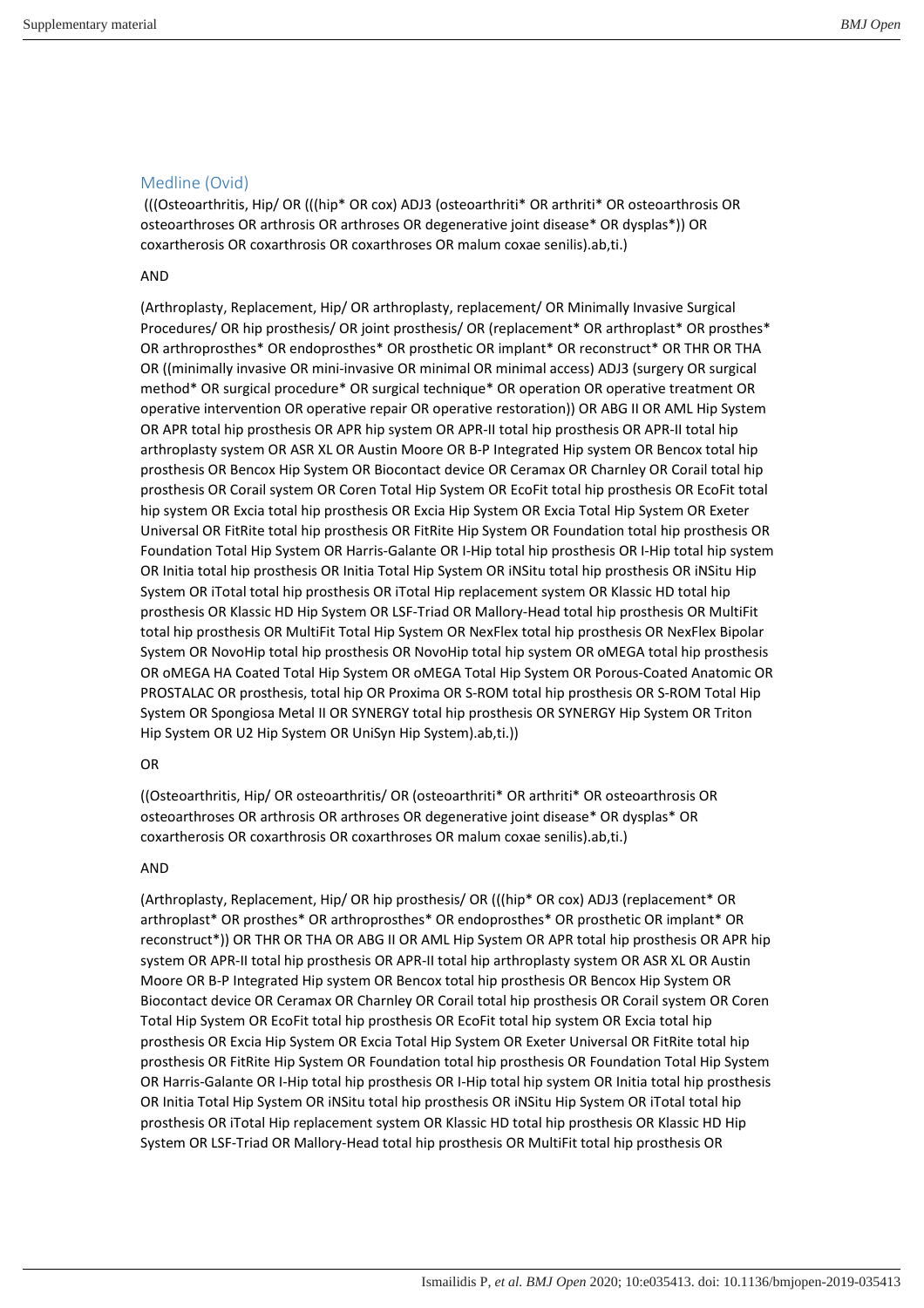## Medline (Ovid)

(((Osteoarthritis, Hip/ OR (((hip* OR cox) ADJ3 (osteoarthriti* OR arthriti* OR osteoarthrosis OR osteoarthroses OR arthrosis OR arthroses OR degenerative joint disease* OR dysplas*)) OR coxartherosis OR coxarthrosis OR coxarthroses OR malum coxae senilis).ab,ti.)

AND

(Arthroplasty, Replacement, Hip/ OR arthroplasty, replacement/ OR Minimally Invasive Surgical Procedures/ OR hip prosthesis/ OR joint prosthesis/ OR (replacement* OR arthroplast* OR prosthes* OR arthroprosthes* OR endoprosthes* OR prosthetic OR implant* OR reconstruct* OR THR OR THA OR ((minimally invasive OR mini-invasive OR minimal OR minimal access) ADJ3 (surgery OR surgical method* OR surgical procedure* OR surgical technique* OR operation OR operative treatment OR operative intervention OR operative repair OR operative restoration)) OR ABG II OR AML Hip System OR APR total hip prosthesis OR APR hip system OR APR-II total hip prosthesis OR APR-II total hip arthroplasty system OR ASR XL OR Austin Moore OR B-P Integrated Hip system OR Bencox total hip prosthesis OR Bencox Hip System OR Biocontact device OR Ceramax OR Charnley OR Corail total hip prosthesis OR Corail system OR Coren Total Hip System OR EcoFit total hip prosthesis OR EcoFit total hip system OR Excia total hip prosthesis OR Excia Hip System OR Excia Total Hip System OR Exeter Universal OR FitRite total hip prosthesis OR FitRite Hip System OR Foundation total hip prosthesis OR Foundation Total Hip System OR Harris-Galante OR I-Hip total hip prosthesis OR I-Hip total hip system OR Initia total hip prosthesis OR Initia Total Hip System OR iNSitu total hip prosthesis OR iNSitu Hip System OR iTotal total hip prosthesis OR iTotal Hip replacement system OR Klassic HD total hip prosthesis OR Klassic HD Hip System OR LSF-Triad OR Mallory-Head total hip prosthesis OR MultiFit total hip prosthesis OR MultiFit Total Hip System OR NexFlex total hip prosthesis OR NexFlex Bipolar System OR NovoHip total hip prosthesis OR NovoHip total hip system OR oMEGA total hip prosthesis OR oMEGA HA Coated Total Hip System OR oMEGA Total Hip System OR Porous-Coated Anatomic OR PROSTALAC OR prosthesis, total hip OR Proxima OR S-ROM total hip prosthesis OR S-ROM Total Hip System OR Spongiosa Metal II OR SYNERGY total hip prosthesis OR SYNERGY Hip System OR Triton Hip System OR U2 Hip System OR UniSyn Hip System).ab,ti.))

OR

((Osteoarthritis, Hip/ OR osteoarthritis/ OR (osteoarthriti* OR arthriti* OR osteoarthrosis OR osteoarthroses OR arthrosis OR arthroses OR degenerative joint disease* OR dysplas* OR coxartherosis OR coxarthrosis OR coxarthroses OR malum coxae senilis).ab,ti.)

AND

(Arthroplasty, Replacement, Hip/ OR hip prosthesis/ OR (((hip* OR cox) ADJ3 (replacement* OR arthroplast* OR prosthes* OR arthroprosthes* OR endoprosthes* OR prosthetic OR implant* OR reconstruct*)) OR THR OR THA OR ABG II OR AML Hip System OR APR total hip prosthesis OR APR hip system OR APR-II total hip prosthesis OR APR-II total hip arthroplasty system OR ASR XL OR Austin Moore OR B-P Integrated Hip system OR Bencox total hip prosthesis OR Bencox Hip System OR Biocontact device OR Ceramax OR Charnley OR Corail total hip prosthesis OR Corail system OR Coren Total Hip System OR EcoFit total hip prosthesis OR EcoFit total hip system OR Excia total hip prosthesis OR Excia Hip System OR Excia Total Hip System OR Exeter Universal OR FitRite total hip prosthesis OR FitRite Hip System OR Foundation total hip prosthesis OR Foundation Total Hip System OR Harris-Galante OR I-Hip total hip prosthesis OR I-Hip total hip system OR Initia total hip prosthesis OR Initia Total Hip System OR iNSitu total hip prosthesis OR iNSitu Hip System OR iTotal total hip prosthesis OR iTotal Hip replacement system OR Klassic HD total hip prosthesis OR Klassic HD Hip System OR LSF-Triad OR Mallory-Head total hip prosthesis OR MultiFit total hip prosthesis OR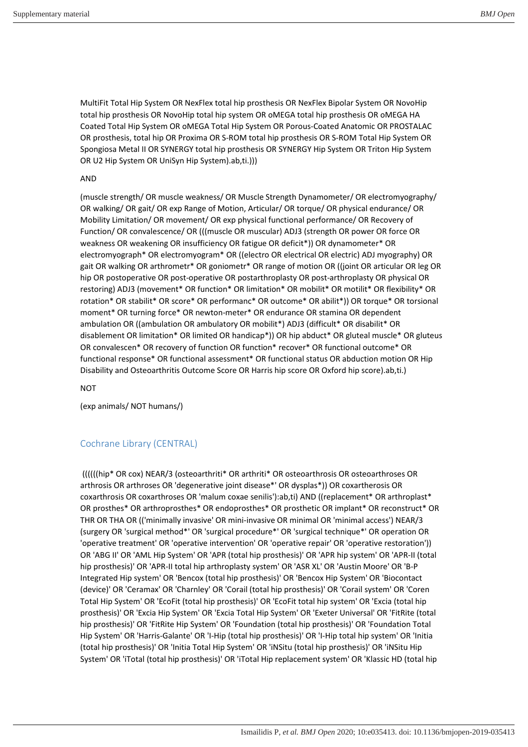MultiFit Total Hip System OR NexFlex total hip prosthesis OR NexFlex Bipolar System OR NovoHip total hip prosthesis OR NovoHip total hip system OR oMEGA total hip prosthesis OR oMEGA HA Coated Total Hip System OR oMEGA Total Hip System OR Porous-Coated Anatomic OR PROSTALAC OR prosthesis, total hip OR Proxima OR S-ROM total hip prosthesis OR S-ROM Total Hip System OR Spongiosa Metal II OR SYNERGY total hip prosthesis OR SYNERGY Hip System OR Triton Hip System OR U2 Hip System OR UniSyn Hip System).ab,ti.)))

AND

(muscle strength/ OR muscle weakness/ OR Muscle Strength Dynamometer/ OR electromyography/ OR walking/ OR gait/ OR exp Range of Motion, Articular/ OR torque/ OR physical endurance/ OR Mobility Limitation/ OR movement/ OR exp physical functional performance/ OR Recovery of Function/ OR convalescence/ OR (((muscle OR muscular) ADJ3 (strength OR power OR force OR weakness OR weakening OR insufficiency OR fatigue OR deficit*)) OR dynamometer* OR electromyograph* OR electromyogram* OR ((electro OR electrical OR electric) ADJ myography) OR gait OR walking OR arthrometr* OR goniometr* OR range of motion OR ((joint OR articular OR leg OR hip OR postoperative OR post-operative OR postarthroplasty OR post-arthroplasty OR physical OR restoring) ADJ3 (movement* OR function* OR limitation* OR mobilit* OR motilit* OR flexibility* OR rotation* OR stabilit* OR score* OR performanc* OR outcome* OR abilit*)) OR torque* OR torsional moment* OR turning force* OR newton-meter* OR endurance OR stamina OR dependent ambulation OR ((ambulation OR ambulatory OR mobilit*) ADJ3 (difficult* OR disabilit* OR disablement OR limitation* OR limited OR handicap*)) OR hip abduct* OR gluteal muscle* OR gluteus OR convalescen* OR recovery of function OR function* recover* OR functional outcome* OR functional response* OR functional assessment* OR functional status OR abduction motion OR Hip Disability and Osteoarthritis Outcome Score OR Harris hip score OR Oxford hip score).ab,ti.)

NOT

(exp animals/ NOT humans/)

## Cochrane Library (CENTRAL)

((((((hip* OR cox) NEAR/3 (osteoarthriti* OR arthriti* OR osteoarthrosis OR osteoarthroses OR arthrosis OR arthroses OR 'degenerative joint disease*' OR dysplas*)) OR coxartherosis OR coxarthrosis OR coxarthroses OR 'malum coxae senilis'):ab,ti) AND ((replacement* OR arthroplast* OR prosthes* OR arthroprosthes* OR endoprosthes* OR prosthetic OR implant* OR reconstruct* OR THR OR THA OR (('minimally invasive' OR mini-invasive OR minimal OR 'minimal access') NEAR/3 (surgery OR 'surgical method*' OR 'surgical procedure*' OR 'surgical technique*' OR operation OR 'operative treatment' OR 'operative intervention' OR 'operative repair' OR 'operative restoration')) OR 'ABG II' OR 'AML Hip System' OR 'APR (total hip prosthesis)' OR 'APR hip system' OR 'APR-II (total hip prosthesis)' OR 'APR-II total hip arthroplasty system' OR 'ASR XL' OR 'Austin Moore' OR 'B-P Integrated Hip system' OR 'Bencox (total hip prosthesis)' OR 'Bencox Hip System' OR 'Biocontact (device)' OR 'Ceramax' OR 'Charnley' OR 'Corail (total hip prosthesis)' OR 'Corail system' OR 'Coren Total Hip System' OR 'EcoFit (total hip prosthesis)' OR 'EcoFit total hip system' OR 'Excia (total hip prosthesis)' OR 'Excia Hip System' OR 'Excia Total Hip System' OR 'Exeter Universal' OR 'FitRite (total hip prosthesis)' OR 'FitRite Hip System' OR 'Foundation (total hip prosthesis)' OR 'Foundation Total Hip System' OR 'Harris-Galante' OR 'I-Hip (total hip prosthesis)' OR 'I-Hip total hip system' OR 'Initia (total hip prosthesis)' OR 'Initia Total Hip System' OR 'iNSitu (total hip prosthesis)' OR 'iNSitu Hip System' OR 'iTotal (total hip prosthesis)' OR 'iTotal Hip replacement system' OR 'Klassic HD (total hip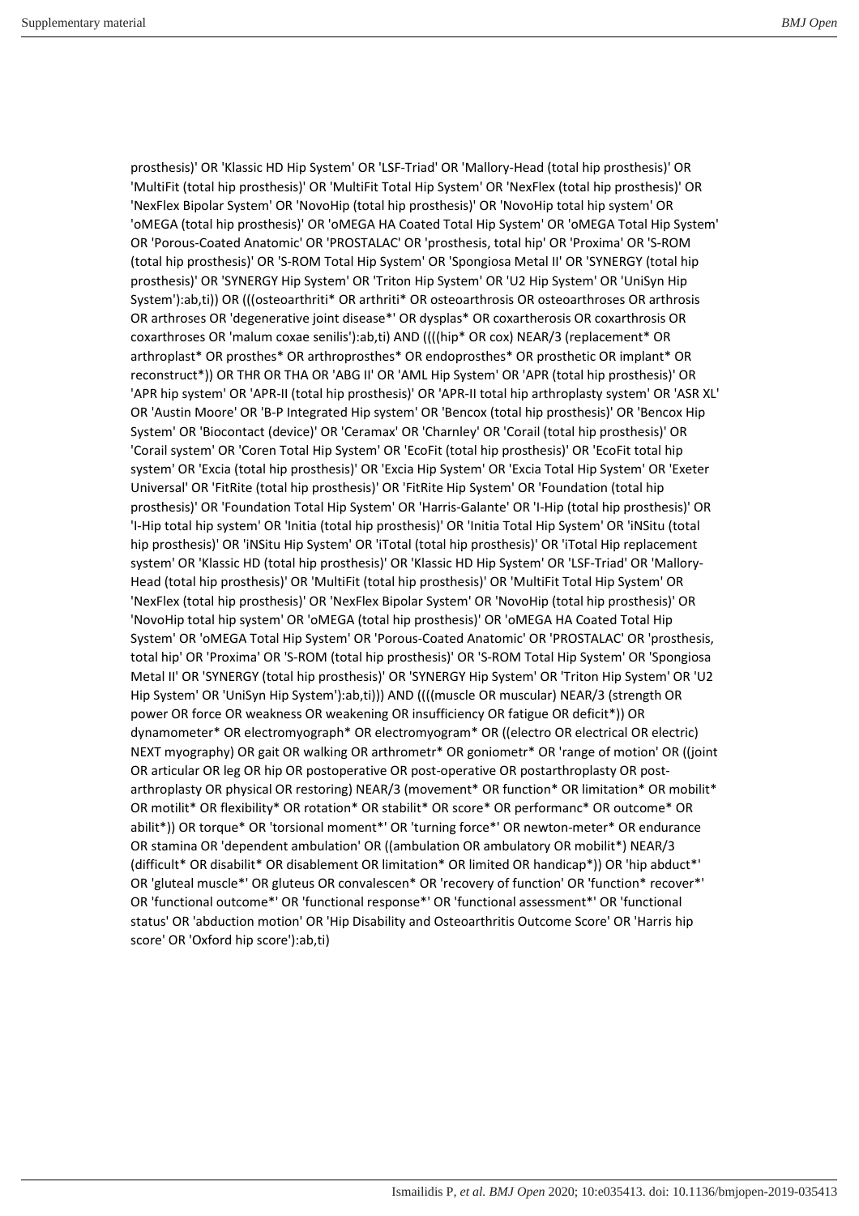prosthesis)' OR 'Klassic HD Hip System' OR 'LSF-Triad' OR 'Mallory-Head (total hip prosthesis)' OR 'MultiFit (total hip prosthesis)' OR 'MultiFit Total Hip System' OR 'NexFlex (total hip prosthesis)' OR 'NexFlex Bipolar System' OR 'NovoHip (total hip prosthesis)' OR 'NovoHip total hip system' OR 'oMEGA (total hip prosthesis)' OR 'oMEGA HA Coated Total Hip System' OR 'oMEGA Total Hip System' OR 'Porous-Coated Anatomic' OR 'PROSTALAC' OR 'prosthesis, total hip' OR 'Proxima' OR 'S-ROM (total hip prosthesis)' OR 'S-ROM Total Hip System' OR 'Spongiosa Metal II' OR 'SYNERGY (total hip prosthesis)' OR 'SYNERGY Hip System' OR 'Triton Hip System' OR 'U2 Hip System' OR 'UniSyn Hip System'):ab,ti)) OR (((osteoarthriti* OR arthriti* OR osteoarthrosis OR osteoarthroses OR arthrosis OR arthroses OR 'degenerative joint disease*' OR dysplas* OR coxartherosis OR coxarthrosis OR coxarthroses OR 'malum coxae senilis'):ab,ti) AND ((((hip* OR cox) NEAR/3 (replacement* OR arthroplast* OR prosthes* OR arthroprosthes* OR endoprosthes* OR prosthetic OR implant* OR reconstruct*)) OR THR OR THA OR 'ABG II' OR 'AML Hip System' OR 'APR (total hip prosthesis)' OR 'APR hip system' OR 'APR-II (total hip prosthesis)' OR 'APR-II total hip arthroplasty system' OR 'ASR XL' OR 'Austin Moore' OR 'B-P Integrated Hip system' OR 'Bencox (total hip prosthesis)' OR 'Bencox Hip System' OR 'Biocontact (device)' OR 'Ceramax' OR 'Charnley' OR 'Corail (total hip prosthesis)' OR 'Corail system' OR 'Coren Total Hip System' OR 'EcoFit (total hip prosthesis)' OR 'EcoFit total hip system' OR 'Excia (total hip prosthesis)' OR 'Excia Hip System' OR 'Excia Total Hip System' OR 'Exeter Universal' OR 'FitRite (total hip prosthesis)' OR 'FitRite Hip System' OR 'Foundation (total hip prosthesis)' OR 'Foundation Total Hip System' OR 'Harris-Galante' OR 'I-Hip (total hip prosthesis)' OR 'I-Hip total hip system' OR 'Initia (total hip prosthesis)' OR 'Initia Total Hip System' OR 'iNSitu (total hip prosthesis)' OR 'iNSitu Hip System' OR 'iTotal (total hip prosthesis)' OR 'iTotal Hip replacement system' OR 'Klassic HD (total hip prosthesis)' OR 'Klassic HD Hip System' OR 'LSF-Triad' OR 'Mallory-Head (total hip prosthesis)' OR 'MultiFit (total hip prosthesis)' OR 'MultiFit Total Hip System' OR 'NexFlex (total hip prosthesis)' OR 'NexFlex Bipolar System' OR 'NovoHip (total hip prosthesis)' OR 'NovoHip total hip system' OR 'oMEGA (total hip prosthesis)' OR 'oMEGA HA Coated Total Hip System' OR 'oMEGA Total Hip System' OR 'Porous-Coated Anatomic' OR 'PROSTALAC' OR 'prosthesis, total hip' OR 'Proxima' OR 'S-ROM (total hip prosthesis)' OR 'S-ROM Total Hip System' OR 'Spongiosa Metal II' OR 'SYNERGY (total hip prosthesis)' OR 'SYNERGY Hip System' OR 'Triton Hip System' OR 'U2 Hip System' OR 'UniSyn Hip System'):ab,ti))) AND ((((muscle OR muscular) NEAR/3 (strength OR power OR force OR weakness OR weakening OR insufficiency OR fatigue OR deficit*)) OR dynamometer* OR electromyograph* OR electromyogram* OR ((electro OR electrical OR electric) NEXT myography) OR gait OR walking OR arthrometr* OR goniometr* OR 'range of motion' OR ((joint OR articular OR leg OR hip OR postoperative OR post-operative OR postarthroplasty OR post-arthroplasty OR physical OR restoring) NEAR/3 (movement* OR function* OR limitation* OR mobilit* OR motilit* OR flexibility* OR rotation* OR stabilit* OR score* OR performanc* OR outcome* OR abilit*)) OR torque* OR 'torsional moment*' OR 'turning force*' OR newton-meter* OR endurance OR stamina OR 'dependent ambulation' OR ((ambulation OR ambulatory OR mobilit*) NEAR/3 (difficult* OR disabilit* OR disablement OR limitation* OR limited OR handicap*)) OR 'hip abduct*' OR 'gluteal muscle*' OR gluteus OR convalescen* OR 'recovery of function' OR 'function* recover*' OR 'functional outcome*' OR 'functional response*' OR 'functional assessment*' OR 'functional status' OR 'abduction motion' OR 'Hip Disability and Osteoarthritis Outcome Score' OR 'Harris hip score' OR 'Oxford hip score'):ab,ti)